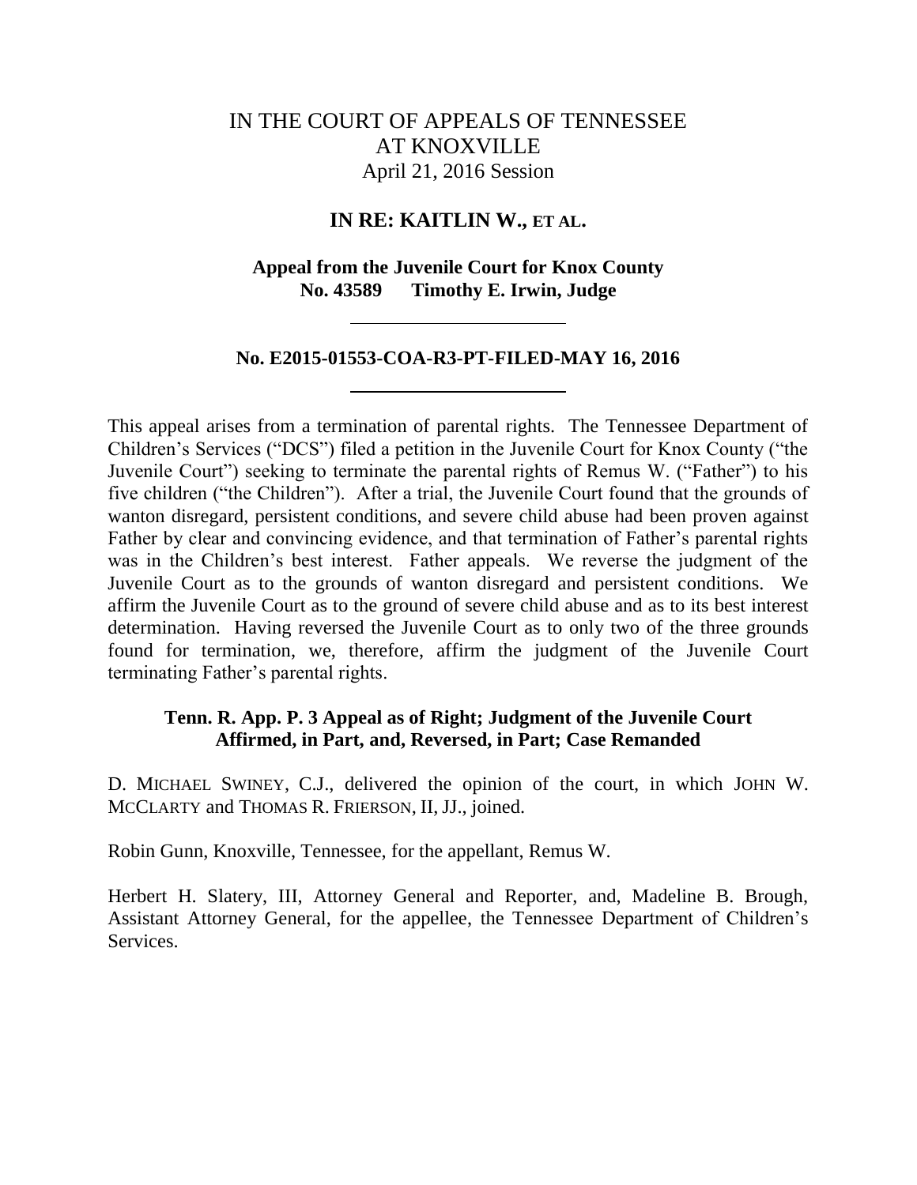IN THE COURT OF APPEALS OF TENNESSEE
AT KNOXVILLE
April 21, 2016 Session

**IN RE: KAITLIN W., ET AL.**

**Appeal from the Juvenile Court for Knox County**
**No. 43589 Timothy E. Irwin, Judge**

---

**No. E2015-01553-COA-R3-PT-FILED-MAY 16, 2016**

---

This appeal arises from a termination of parental rights. The Tennessee Department of Children's Services ("DCS") filed a petition in the Juvenile Court for Knox County ("the Juvenile Court") seeking to terminate the parental rights of Remus W. ("Father") to his five children ("the Children"). After a trial, the Juvenile Court found that the grounds of wanton disregard, persistent conditions, and severe child abuse had been proven against Father by clear and convincing evidence, and that termination of Father's parental rights was in the Children's best interest. Father appeals. We reverse the judgment of the Juvenile Court as to the grounds of wanton disregard and persistent conditions. We affirm the Juvenile Court as to the ground of severe child abuse and as to its best interest determination. Having reversed the Juvenile Court as to only two of the three grounds found for termination, we, therefore, affirm the judgment of the Juvenile Court terminating Father's parental rights.

**Tenn. R. App. P. 3 Appeal as of Right; Judgment of the Juvenile Court Affirmed, in Part, and, Reversed, in Part; Case Remanded**

D. MICHAEL SWINEY, C.J., delivered the opinion of the court, in which JOHN W. MCCLARTY and THOMAS R. FRIERSON, II, JJ., joined.

Robin Gunn, Knoxville, Tennessee, for the appellant, Remus W.

Herbert H. Slatery, III, Attorney General and Reporter, and, Madeline B. Brough, Assistant Attorney General, for the appellee, the Tennessee Department of Children's Services.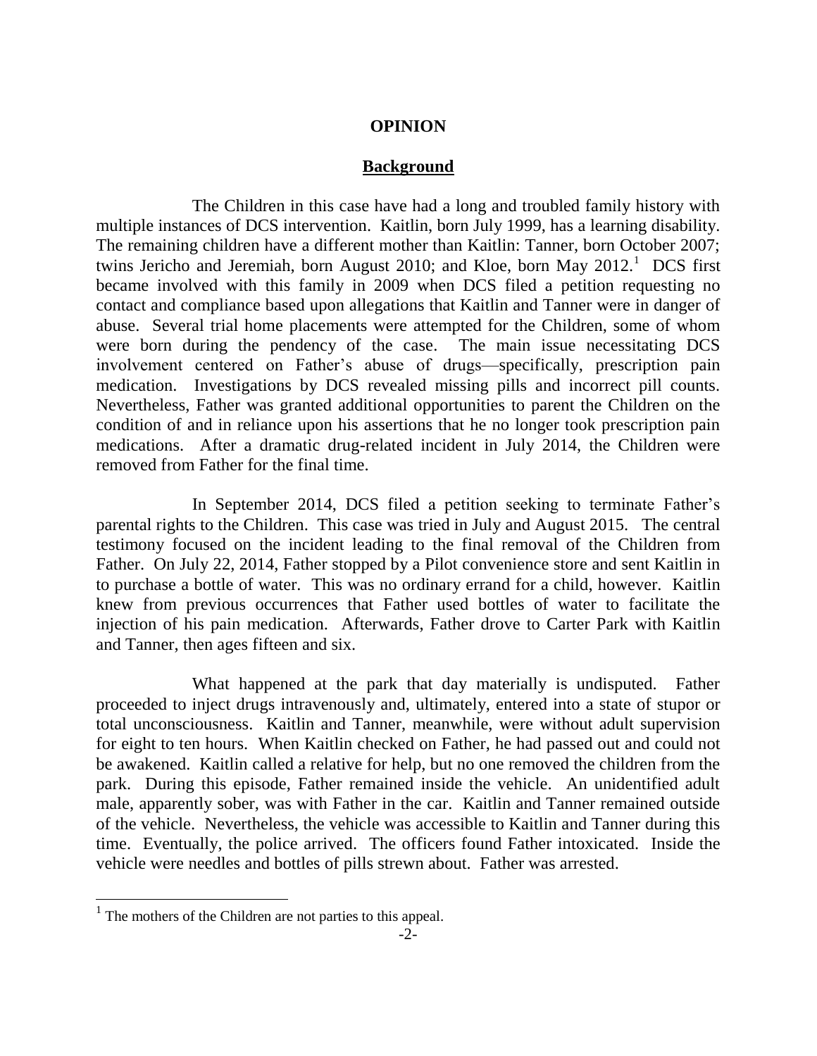# OPINION

## Background

The Children in this case have had a long and troubled family history with multiple instances of DCS intervention. Kaitlin, born July 1999, has a learning disability. The remaining children have a different mother than Kaitlin: Tanner, born October 2007; twins Jericho and Jeremiah, born August 2010; and Kloe, born May 2012.[1] DCS first became involved with this family in 2009 when DCS filed a petition requesting no contact and compliance based upon allegations that Kaitlin and Tanner were in danger of abuse. Several trial home placements were attempted for the Children, some of whom were born during the pendency of the case. The main issue necessitating DCS involvement centered on Father's abuse of drugs—specifically, prescription pain medication. Investigations by DCS revealed missing pills and incorrect pill counts. Nevertheless, Father was granted additional opportunities to parent the Children on the condition of and in reliance upon his assertions that he no longer took prescription pain medications. After a dramatic drug-related incident in July 2014, the Children were removed from Father for the final time.

In September 2014, DCS filed a petition seeking to terminate Father's parental rights to the Children. This case was tried in July and August 2015. The central testimony focused on the incident leading to the final removal of the Children from Father. On July 22, 2014, Father stopped by a Pilot convenience store and sent Kaitlin in to purchase a bottle of water. This was no ordinary errand for a child, however. Kaitlin knew from previous occurrences that Father used bottles of water to facilitate the injection of his pain medication. Afterwards, Father drove to Carter Park with Kaitlin and Tanner, then ages fifteen and six.

What happened at the park that day materially is undisputed. Father proceeded to inject drugs intravenously and, ultimately, entered into a state of stupor or total unconsciousness. Kaitlin and Tanner, meanwhile, were without adult supervision for eight to ten hours. When Kaitlin checked on Father, he had passed out and could not be awakened. Kaitlin called a relative for help, but no one removed the children from the park. During this episode, Father remained inside the vehicle. An unidentified adult male, apparently sober, was with Father in the car. Kaitlin and Tanner remained outside of the vehicle. Nevertheless, the vehicle was accessible to Kaitlin and Tanner during this time. Eventually, the police arrived. The officers found Father intoxicated. Inside the vehicle were needles and bottles of pills strewn about. Father was arrested.

[1] The mothers of the Children are not parties to this appeal.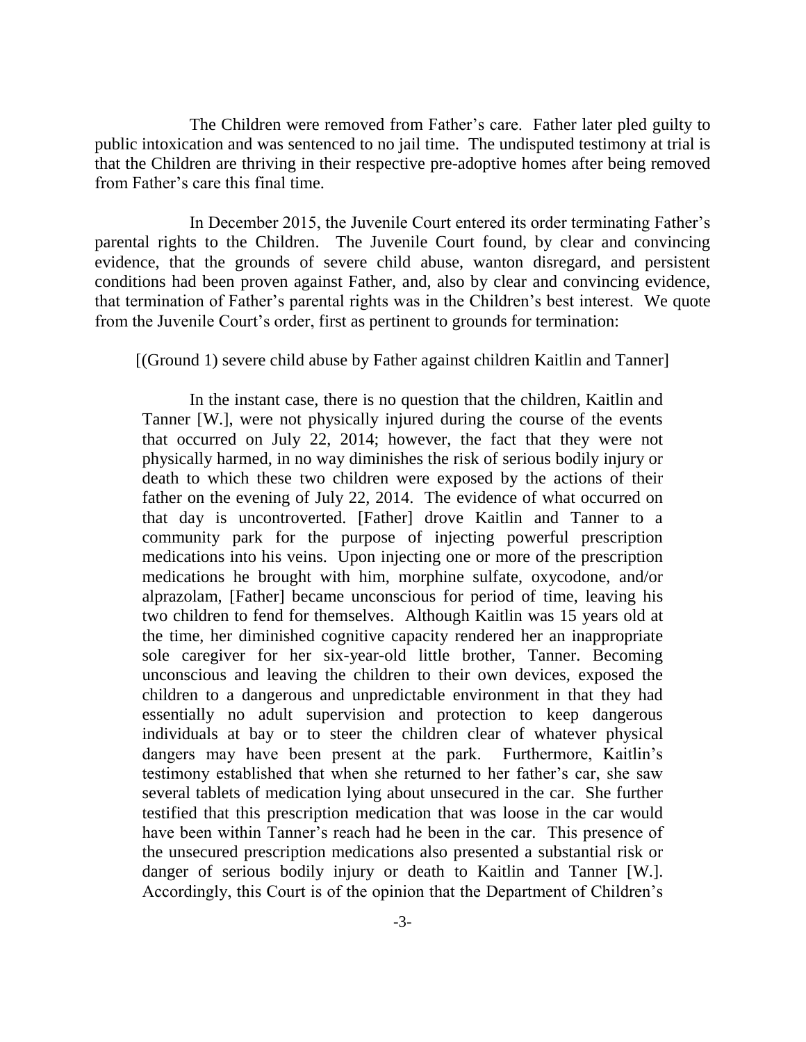The Children were removed from Father's care. Father later pled guilty to public intoxication and was sentenced to no jail time. The undisputed testimony at trial is that the Children are thriving in their respective pre-adoptive homes after being removed from Father's care this final time.

In December 2015, the Juvenile Court entered its order terminating Father's parental rights to the Children. The Juvenile Court found, by clear and convincing evidence, that the grounds of severe child abuse, wanton disregard, and persistent conditions had been proven against Father, and, also by clear and convincing evidence, that termination of Father's parental rights was in the Children's best interest. We quote from the Juvenile Court's order, first as pertinent to grounds for termination:

[(Ground 1) severe child abuse by Father against children Kaitlin and Tanner]

> In the instant case, there is no question that the children, Kaitlin and Tanner [W.], were not physically injured during the course of the events that occurred on July 22, 2014; however, the fact that they were not physically harmed, in no way diminishes the risk of serious bodily injury or death to which these two children were exposed by the actions of their father on the evening of July 22, 2014. The evidence of what occurred on that day is uncontroverted. [Father] drove Kaitlin and Tanner to a community park for the purpose of injecting powerful prescription medications into his veins. Upon injecting one or more of the prescription medications he brought with him, morphine sulfate, oxycodone, and/or alprazolam, [Father] became unconscious for period of time, leaving his two children to fend for themselves. Although Kaitlin was 15 years old at the time, her diminished cognitive capacity rendered her an inappropriate sole caregiver for her six-year-old little brother, Tanner. Becoming unconscious and leaving the children to their own devices, exposed the children to a dangerous and unpredictable environment in that they had essentially no adult supervision and protection to keep dangerous individuals at bay or to steer the children clear of whatever physical dangers may have been present at the park. Furthermore, Kaitlin's testimony established that when she returned to her father's car, she saw several tablets of medication lying about unsecured in the car. She further testified that this prescription medication that was loose in the car would have been within Tanner's reach had he been in the car. This presence of the unsecured prescription medications also presented a substantial risk or danger of serious bodily injury or death to Kaitlin and Tanner [W.]. Accordingly, this Court is of the opinion that the Department of Children's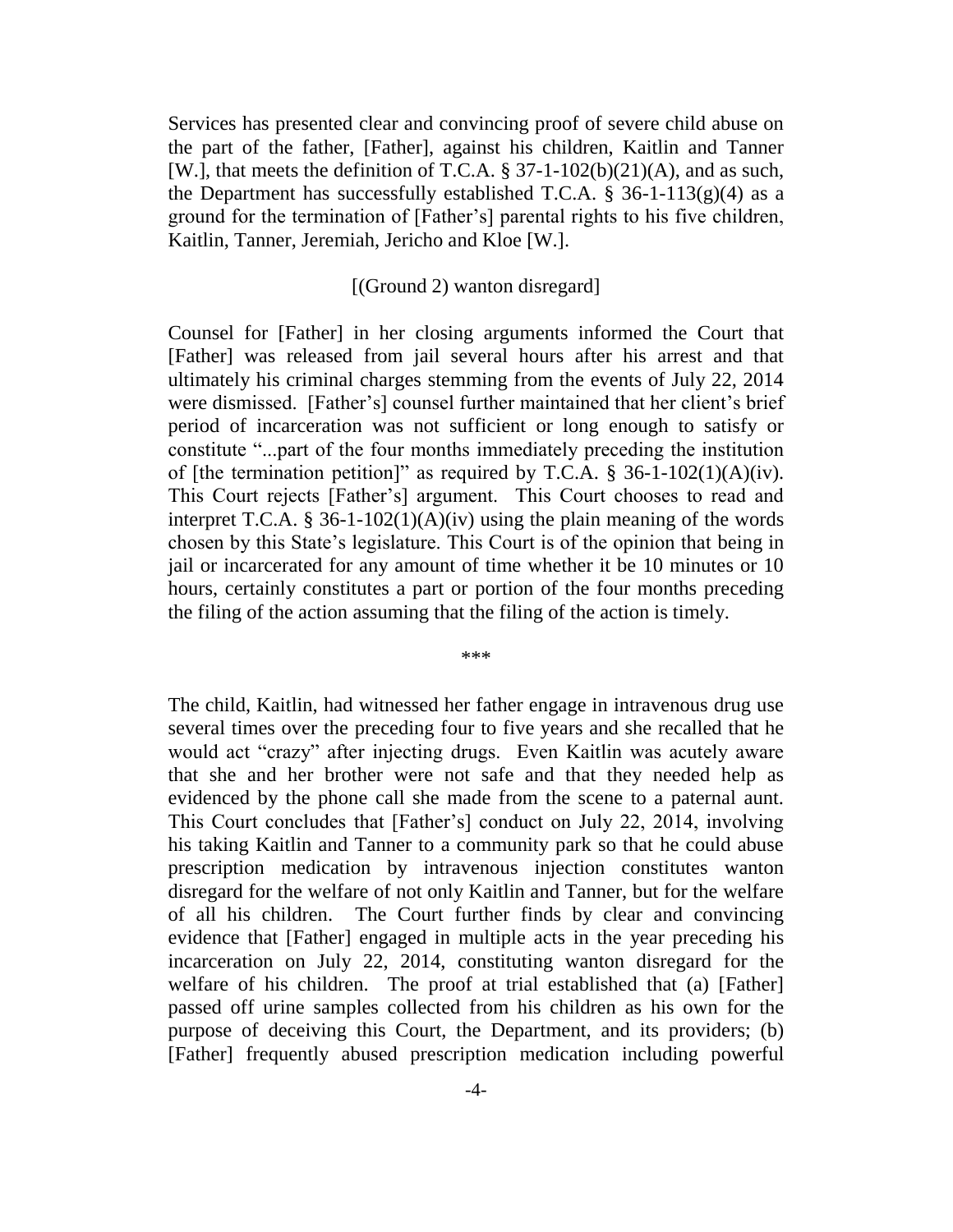Services has presented clear and convincing proof of severe child abuse on the part of the father, [Father], against his children, Kaitlin and Tanner [W.], that meets the definition of T.C.A. § 37-1-102(b)(21)(A), and as such, the Department has successfully established T.C.A. § 36-1-113(g)(4) as a ground for the termination of [Father's] parental rights to his five children, Kaitlin, Tanner, Jeremiah, Jericho and Kloe [W.].

[(Ground 2) wanton disregard]

Counsel for [Father] in her closing arguments informed the Court that [Father] was released from jail several hours after his arrest and that ultimately his criminal charges stemming from the events of July 22, 2014 were dismissed. [Father's] counsel further maintained that her client's brief period of incarceration was not sufficient or long enough to satisfy or constitute "...part of the four months immediately preceding the institution of [the termination petition]" as required by T.C.A. § 36-1-102(1)(A)(iv). This Court rejects [Father's] argument. This Court chooses to read and interpret T.C.A. § 36-1-102(1)(A)(iv) using the plain meaning of the words chosen by this State's legislature. This Court is of the opinion that being in jail or incarcerated for any amount of time whether it be 10 minutes or 10 hours, certainly constitutes a part or portion of the four months preceding the filing of the action assuming that the filing of the action is timely.

\*\*\*

The child, Kaitlin, had witnessed her father engage in intravenous drug use several times over the preceding four to five years and she recalled that he would act "crazy" after injecting drugs. Even Kaitlin was acutely aware that she and her brother were not safe and that they needed help as evidenced by the phone call she made from the scene to a paternal aunt. This Court concludes that [Father's] conduct on July 22, 2014, involving his taking Kaitlin and Tanner to a community park so that he could abuse prescription medication by intravenous injection constitutes wanton disregard for the welfare of not only Kaitlin and Tanner, but for the welfare of all his children. The Court further finds by clear and convincing evidence that [Father] engaged in multiple acts in the year preceding his incarceration on July 22, 2014, constituting wanton disregard for the welfare of his children. The proof at trial established that (a) [Father] passed off urine samples collected from his children as his own for the purpose of deceiving this Court, the Department, and its providers; (b) [Father] frequently abused prescription medication including powerful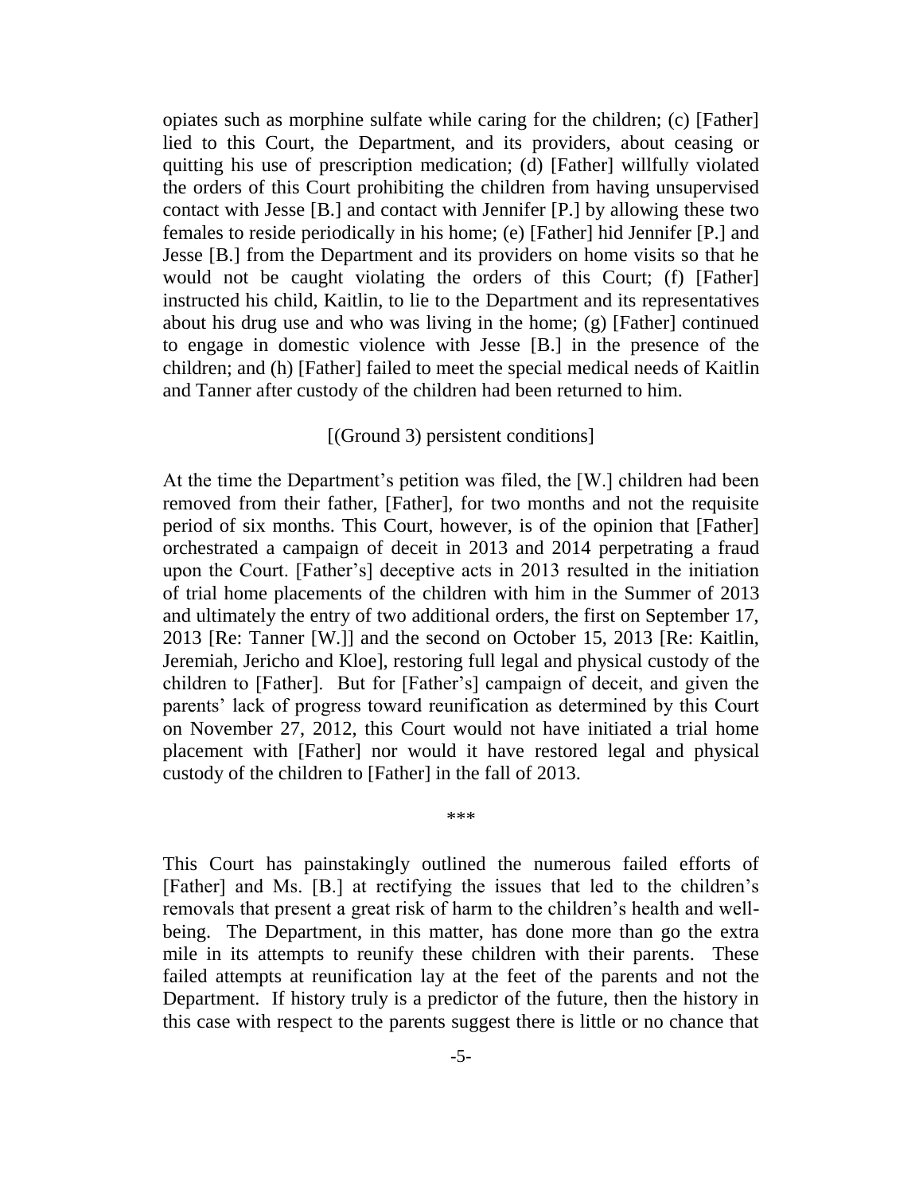opiates such as morphine sulfate while caring for the children; (c) [Father] lied to this Court, the Department, and its providers, about ceasing or quitting his use of prescription medication; (d) [Father] willfully violated the orders of this Court prohibiting the children from having unsupervised contact with Jesse [B.] and contact with Jennifer [P.] by allowing these two females to reside periodically in his home; (e) [Father] hid Jennifer [P.] and Jesse [B.] from the Department and its providers on home visits so that he would not be caught violating the orders of this Court; (f) [Father] instructed his child, Kaitlin, to lie to the Department and its representatives about his drug use and who was living in the home; (g) [Father] continued to engage in domestic violence with Jesse [B.] in the presence of the children; and (h) [Father] failed to meet the special medical needs of Kaitlin and Tanner after custody of the children had been returned to him.

[(Ground 3) persistent conditions]

At the time the Department's petition was filed, the [W.] children had been removed from their father, [Father], for two months and not the requisite period of six months. This Court, however, is of the opinion that [Father] orchestrated a campaign of deceit in 2013 and 2014 perpetrating a fraud upon the Court. [Father's] deceptive acts in 2013 resulted in the initiation of trial home placements of the children with him in the Summer of 2013 and ultimately the entry of two additional orders, the first on September 17, 2013 [Re: Tanner [W.]] and the second on October 15, 2013 [Re: Kaitlin, Jeremiah, Jericho and Kloe], restoring full legal and physical custody of the children to [Father]. But for [Father's] campaign of deceit, and given the parents' lack of progress toward reunification as determined by this Court on November 27, 2012, this Court would not have initiated a trial home placement with [Father] nor would it have restored legal and physical custody of the children to [Father] in the fall of 2013.

\*\*\*

This Court has painstakingly outlined the numerous failed efforts of [Father] and Ms. [B.] at rectifying the issues that led to the children's removals that present a great risk of harm to the children's health and well-being. The Department, in this matter, has done more than go the extra mile in its attempts to reunify these children with their parents. These failed attempts at reunification lay at the feet of the parents and not the Department. If history truly is a predictor of the future, then the history in this case with respect to the parents suggest there is little or no chance that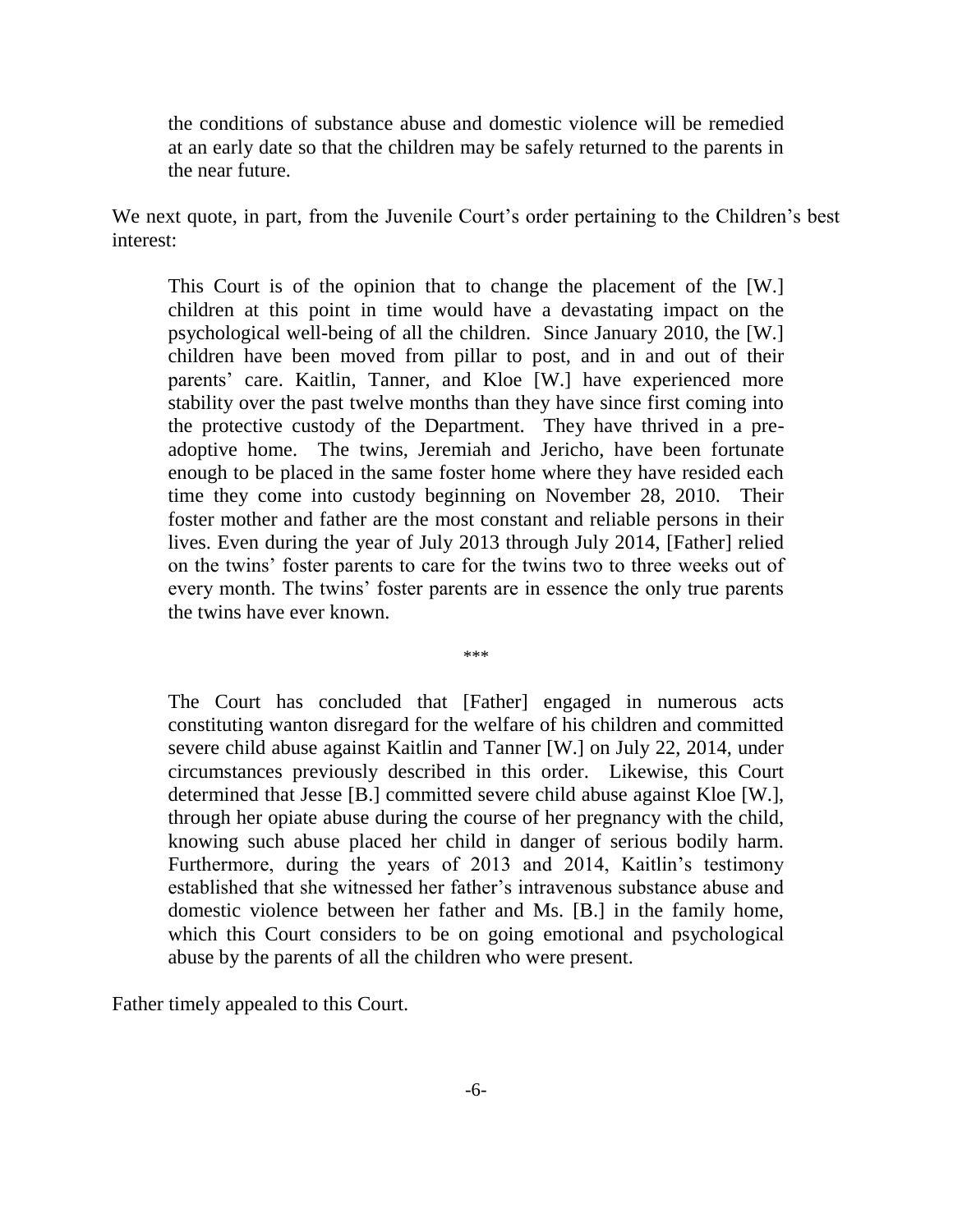> the conditions of substance abuse and domestic violence will be remedied at an early date so that the children may be safely returned to the parents in the near future.

We next quote, in part, from the Juvenile Court's order pertaining to the Children's best interest:

> This Court is of the opinion that to change the placement of the [W.] children at this point in time would have a devastating impact on the psychological well-being of all the children. Since January 2010, the [W.] children have been moved from pillar to post, and in and out of their parents' care. Kaitlin, Tanner, and Kloe [W.] have experienced more stability over the past twelve months than they have since first coming into the protective custody of the Department. They have thrived in a pre-adoptive home. The twins, Jeremiah and Jericho, have been fortunate enough to be placed in the same foster home where they have resided each time they come into custody beginning on November 28, 2010. Their foster mother and father are the most constant and reliable persons in their lives. Even during the year of July 2013 through July 2014, [Father] relied on the twins' foster parents to care for the twins two to three weeks out of every month. The twins' foster parents are in essence the only true parents the twins have ever known.
>
> \*\*\*
>
> The Court has concluded that [Father] engaged in numerous acts constituting wanton disregard for the welfare of his children and committed severe child abuse against Kaitlin and Tanner [W.] on July 22, 2014, under circumstances previously described in this order. Likewise, this Court determined that Jesse [B.] committed severe child abuse against Kloe [W.], through her opiate abuse during the course of her pregnancy with the child, knowing such abuse placed her child in danger of serious bodily harm. Furthermore, during the years of 2013 and 2014, Kaitlin's testimony established that she witnessed her father's intravenous substance abuse and domestic violence between her father and Ms. [B.] in the family home, which this Court considers to be on going emotional and psychological abuse by the parents of all the children who were present.

Father timely appealed to this Court.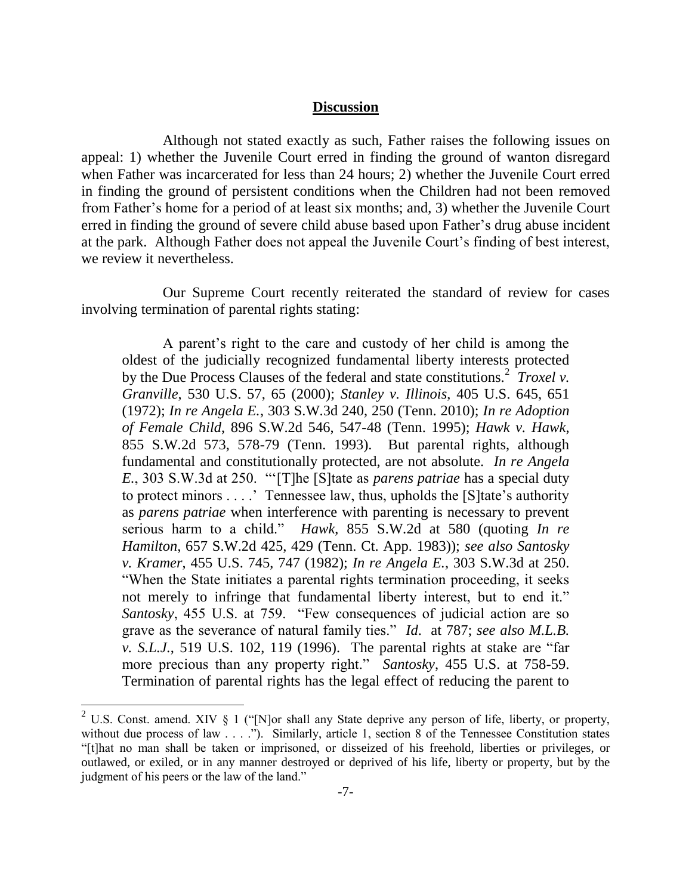## Discussion

Although not stated exactly as such, Father raises the following issues on appeal: 1) whether the Juvenile Court erred in finding the ground of wanton disregard when Father was incarcerated for less than 24 hours; 2) whether the Juvenile Court erred in finding the ground of persistent conditions when the Children had not been removed from Father's home for a period of at least six months; and, 3) whether the Juvenile Court erred in finding the ground of severe child abuse based upon Father's drug abuse incident at the park. Although Father does not appeal the Juvenile Court's finding of best interest, we review it nevertheless.

Our Supreme Court recently reiterated the standard of review for cases involving termination of parental rights stating:

> A parent's right to the care and custody of her child is among the oldest of the judicially recognized fundamental liberty interests protected by the Due Process Clauses of the federal and state constitutions.[2] *Troxel v. Granville*, 530 U.S. 57, 65 (2000); *Stanley v. Illinois*, 405 U.S. 645, 651 (1972); *In re Angela E.*, 303 S.W.3d 240, 250 (Tenn. 2010); *In re Adoption of Female Child*, 896 S.W.2d 546, 547-48 (Tenn. 1995); *Hawk v. Hawk*, 855 S.W.2d 573, 578-79 (Tenn. 1993). But parental rights, although fundamental and constitutionally protected, are not absolute. *In re Angela E.*, 303 S.W.3d at 250. "'[T]he [S]tate as *parens patriae* has a special duty to protect minors . . . .' Tennessee law, thus, upholds the [S]tate's authority as *parens patriae* when interference with parenting is necessary to prevent serious harm to a child." *Hawk*, 855 S.W.2d at 580 (quoting *In re Hamilton*, 657 S.W.2d 425, 429 (Tenn. Ct. App. 1983)); *see also Santosky v. Kramer*, 455 U.S. 745, 747 (1982); *In re Angela E.*, 303 S.W.3d at 250. "When the State initiates a parental rights termination proceeding, it seeks not merely to infringe that fundamental liberty interest, but to end it." *Santosky*, 455 U.S. at 759. "Few consequences of judicial action are so grave as the severance of natural family ties." *Id.* at 787; *see also M.L.B. v. S.L.J.*, 519 U.S. 102, 119 (1996). The parental rights at stake are "far more precious than any property right." *Santosky*, 455 U.S. at 758-59. Termination of parental rights has the legal effect of reducing the parent to

---

[2] U.S. Const. amend. XIV § 1 ("[N]or shall any State deprive any person of life, liberty, or property, without due process of law . . . ."). Similarly, article 1, section 8 of the Tennessee Constitution states "[t]hat no man shall be taken or imprisoned, or disseized of his freehold, liberties or privileges, or outlawed, or exiled, or in any manner destroyed or deprived of his life, liberty or property, but by the judgment of his peers or the law of the land."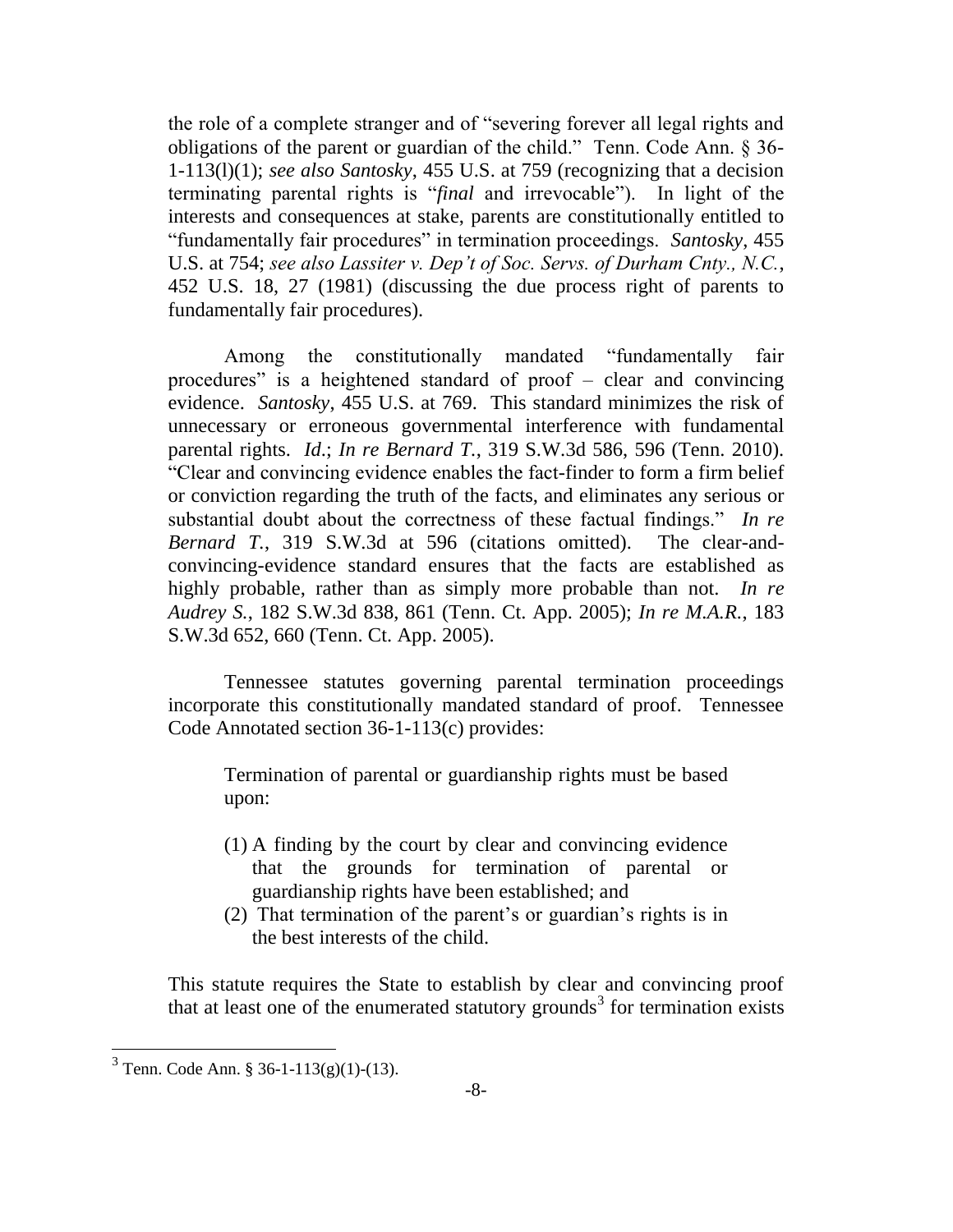the role of a complete stranger and of "severing forever all legal rights and obligations of the parent or guardian of the child." Tenn. Code Ann. § 36-1-113(l)(1); *see also Santosky*, 455 U.S. at 759 (recognizing that a decision terminating parental rights is "*final* and irrevocable"). In light of the interests and consequences at stake, parents are constitutionally entitled to "fundamentally fair procedures" in termination proceedings. *Santosky*, 455 U.S. at 754; *see also Lassiter v. Dep't of Soc. Servs. of Durham Cnty., N.C.*, 452 U.S. 18, 27 (1981) (discussing the due process right of parents to fundamentally fair procedures).

Among the constitutionally mandated "fundamentally fair procedures" is a heightened standard of proof – clear and convincing evidence. *Santosky*, 455 U.S. at 769. This standard minimizes the risk of unnecessary or erroneous governmental interference with fundamental parental rights. *Id*.; *In re Bernard T.*, 319 S.W.3d 586, 596 (Tenn. 2010). "Clear and convincing evidence enables the fact-finder to form a firm belief or conviction regarding the truth of the facts, and eliminates any serious or substantial doubt about the correctness of these factual findings." *In re Bernard T.*, 319 S.W.3d at 596 (citations omitted). The clear-and-convincing-evidence standard ensures that the facts are established as highly probable, rather than as simply more probable than not. *In re Audrey S.*, 182 S.W.3d 838, 861 (Tenn. Ct. App. 2005); *In re M.A.R.*, 183 S.W.3d 652, 660 (Tenn. Ct. App. 2005).

Tennessee statutes governing parental termination proceedings incorporate this constitutionally mandated standard of proof. Tennessee Code Annotated section 36-1-113(c) provides:

> Termination of parental or guardianship rights must be based upon:
>
> (1) A finding by the court by clear and convincing evidence that the grounds for termination of parental or guardianship rights have been established; and
> (2) That termination of the parent's or guardian's rights is in the best interests of the child.

This statute requires the State to establish by clear and convincing proof that at least one of the enumerated statutory grounds[3] for termination exists

[3] Tenn. Code Ann. § 36-1-113(g)(1)-(13).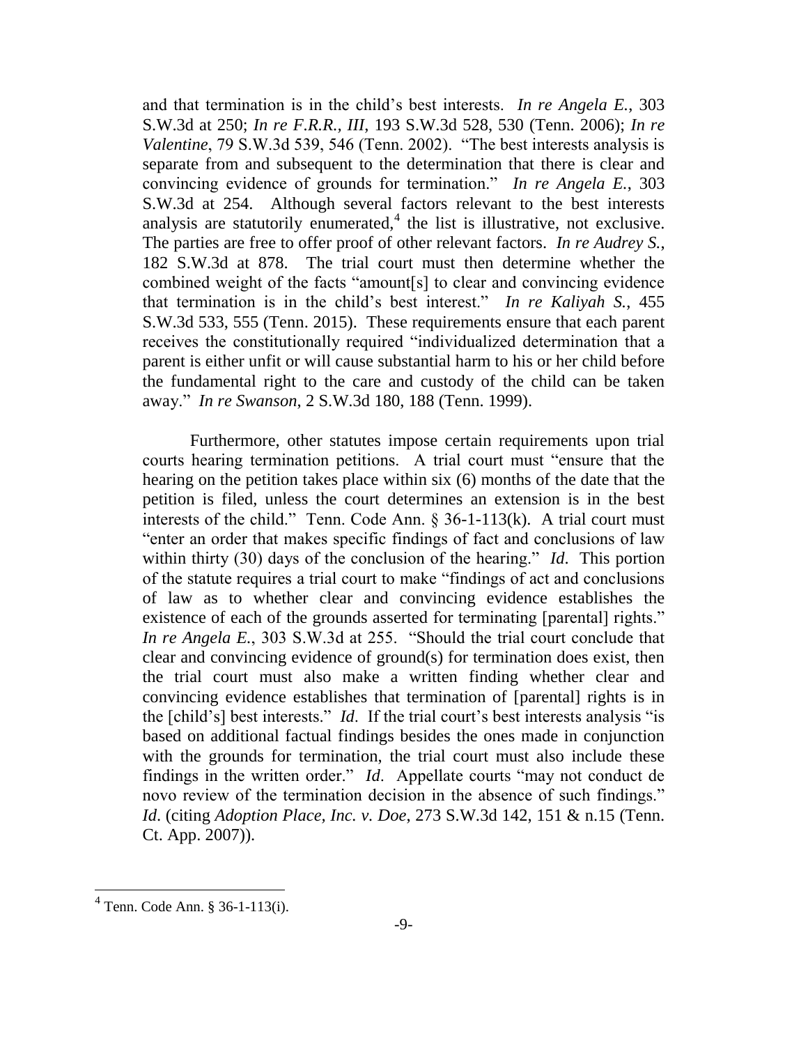and that termination is in the child's best interests. *In re Angela E.*, 303 S.W.3d at 250; *In re F.R.R., III*, 193 S.W.3d 528, 530 (Tenn. 2006); *In re Valentine*, 79 S.W.3d 539, 546 (Tenn. 2002). "The best interests analysis is separate from and subsequent to the determination that there is clear and convincing evidence of grounds for termination." *In re Angela E.*, 303 S.W.3d at 254. Although several factors relevant to the best interests analysis are statutorily enumerated,[4] the list is illustrative, not exclusive. The parties are free to offer proof of other relevant factors. *In re Audrey S.*, 182 S.W.3d at 878. The trial court must then determine whether the combined weight of the facts "amount[s] to clear and convincing evidence that termination is in the child's best interest." *In re Kaliyah S.*, 455 S.W.3d 533, 555 (Tenn. 2015). These requirements ensure that each parent receives the constitutionally required "individualized determination that a parent is either unfit or will cause substantial harm to his or her child before the fundamental right to the care and custody of the child can be taken away." *In re Swanson*, 2 S.W.3d 180, 188 (Tenn. 1999).

Furthermore, other statutes impose certain requirements upon trial courts hearing termination petitions. A trial court must "ensure that the hearing on the petition takes place within six (6) months of the date that the petition is filed, unless the court determines an extension is in the best interests of the child." Tenn. Code Ann. § 36-1-113(k). A trial court must "enter an order that makes specific findings of fact and conclusions of law within thirty (30) days of the conclusion of the hearing." *Id*. This portion of the statute requires a trial court to make "findings of act and conclusions of law as to whether clear and convincing evidence establishes the existence of each of the grounds asserted for terminating [parental] rights." *In re Angela E.*, 303 S.W.3d at 255. "Should the trial court conclude that clear and convincing evidence of ground(s) for termination does exist, then the trial court must also make a written finding whether clear and convincing evidence establishes that termination of [parental] rights is in the [child's] best interests." *Id*. If the trial court's best interests analysis "is based on additional factual findings besides the ones made in conjunction with the grounds for termination, the trial court must also include these findings in the written order." *Id*. Appellate courts "may not conduct de novo review of the termination decision in the absence of such findings." *Id*. (citing *Adoption Place, Inc. v. Doe*, 273 S.W.3d 142, 151 & n.15 (Tenn. Ct. App. 2007)).

---

[4] Tenn. Code Ann. § 36-1-113(i).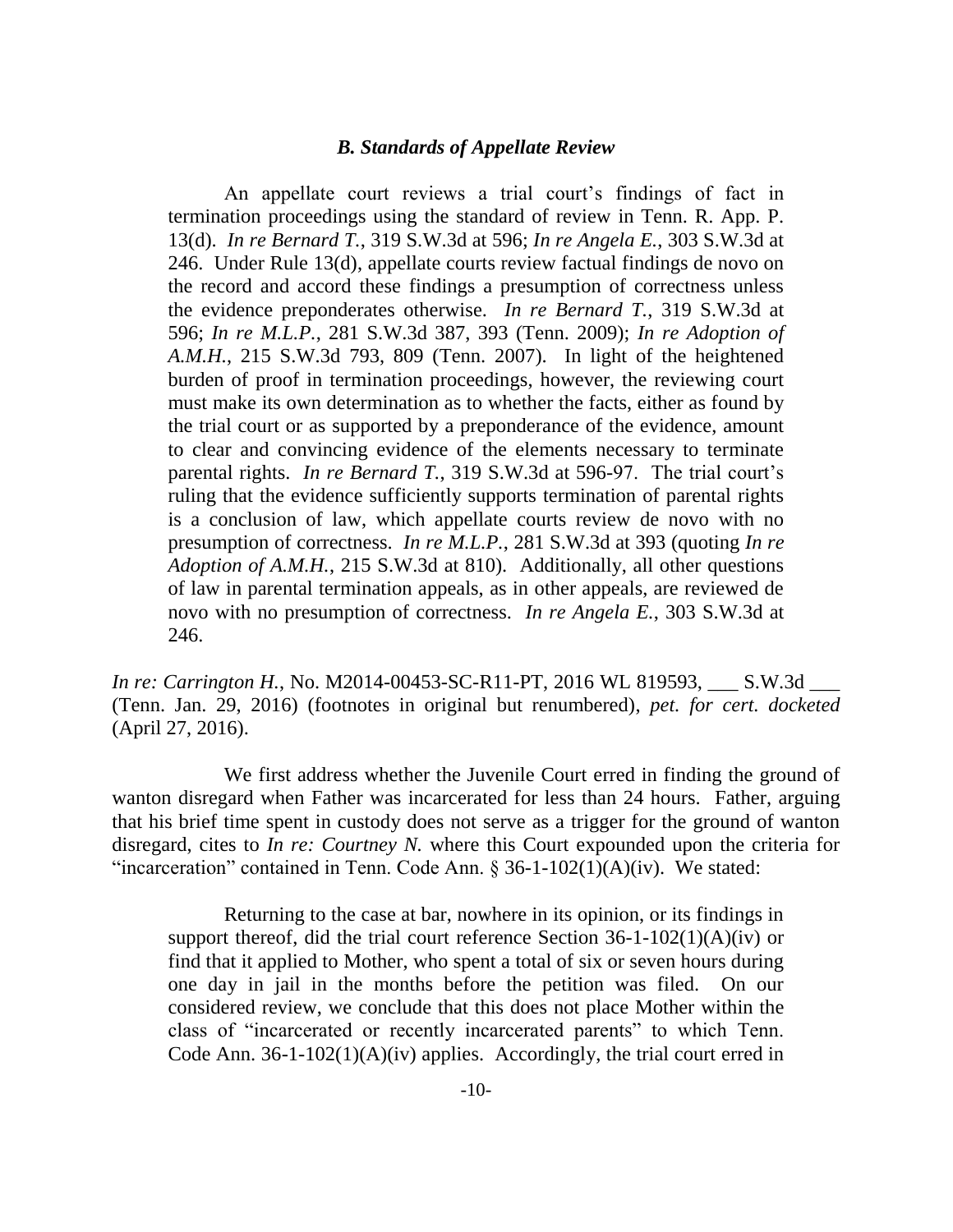### *B. Standards of Appellate Review*

> An appellate court reviews a trial court's findings of fact in termination proceedings using the standard of review in Tenn. R. App. P. 13(d). *In re Bernard T.*, 319 S.W.3d at 596; *In re Angela E.*, 303 S.W.3d at 246. Under Rule 13(d), appellate courts review factual findings de novo on the record and accord these findings a presumption of correctness unless the evidence preponderates otherwise. *In re Bernard T.*, 319 S.W.3d at 596; *In re M.L.P.*, 281 S.W.3d 387, 393 (Tenn. 2009); *In re Adoption of A.M.H.*, 215 S.W.3d 793, 809 (Tenn. 2007). In light of the heightened burden of proof in termination proceedings, however, the reviewing court must make its own determination as to whether the facts, either as found by the trial court or as supported by a preponderance of the evidence, amount to clear and convincing evidence of the elements necessary to terminate parental rights. *In re Bernard T.*, 319 S.W.3d at 596-97. The trial court's ruling that the evidence sufficiently supports termination of parental rights is a conclusion of law, which appellate courts review de novo with no presumption of correctness. *In re M.L.P.*, 281 S.W.3d at 393 (quoting *In re Adoption of A.M.H.*, 215 S.W.3d at 810). Additionally, all other questions of law in parental termination appeals, as in other appeals, are reviewed de novo with no presumption of correctness. *In re Angela E.*, 303 S.W.3d at 246.

*In re: Carrington H.*, No. M2014-00453-SC-R11-PT, 2016 WL 819593, ___ S.W.3d ___ (Tenn. Jan. 29, 2016) (footnotes in original but renumbered), *pet. for cert. docketed* (April 27, 2016).

We first address whether the Juvenile Court erred in finding the ground of wanton disregard when Father was incarcerated for less than 24 hours. Father, arguing that his brief time spent in custody does not serve as a trigger for the ground of wanton disregard, cites to *In re: Courtney N.* where this Court expounded upon the criteria for "incarceration" contained in Tenn. Code Ann. § 36-1-102(1)(A)(iv). We stated:

> Returning to the case at bar, nowhere in its opinion, or its findings in support thereof, did the trial court reference Section 36-1-102(1)(A)(iv) or find that it applied to Mother, who spent a total of six or seven hours during one day in jail in the months before the petition was filed. On our considered review, we conclude that this does not place Mother within the class of "incarcerated or recently incarcerated parents" to which Tenn. Code Ann. 36-1-102(1)(A)(iv) applies. Accordingly, the trial court erred in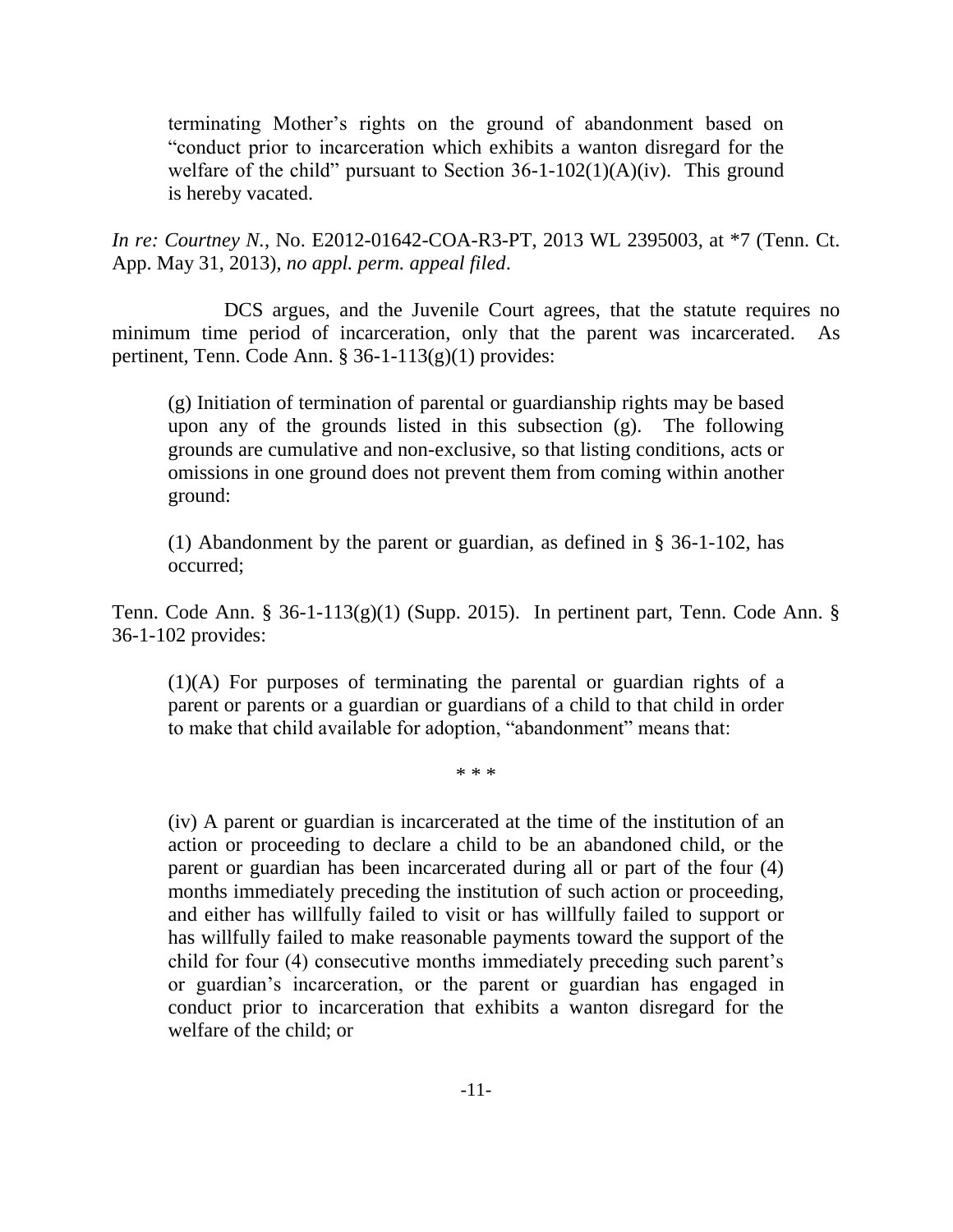> terminating Mother's rights on the ground of abandonment based on "conduct prior to incarceration which exhibits a wanton disregard for the welfare of the child" pursuant to Section 36-1-102(1)(A)(iv). This ground is hereby vacated.

*In re: Courtney N.*, No. E2012-01642-COA-R3-PT, 2013 WL 2395003, at *7 (Tenn. Ct. App. May 31, 2013), *no appl. perm. appeal filed*.

DCS argues, and the Juvenile Court agrees, that the statute requires no minimum time period of incarceration, only that the parent was incarcerated. As pertinent, Tenn. Code Ann. § 36-1-113(g)(1) provides:

> (g) Initiation of termination of parental or guardianship rights may be based upon any of the grounds listed in this subsection (g). The following grounds are cumulative and non-exclusive, so that listing conditions, acts or omissions in one ground does not prevent them from coming within another ground:
>
> (1) Abandonment by the parent or guardian, as defined in § 36-1-102, has occurred;

Tenn. Code Ann. § 36-1-113(g)(1) (Supp. 2015). In pertinent part, Tenn. Code Ann. § 36-1-102 provides:

> (1)(A) For purposes of terminating the parental or guardian rights of a parent or parents or a guardian or guardians of a child to that child in order to make that child available for adoption, "abandonment" means that:
>
> \* \* \*
>
> (iv) A parent or guardian is incarcerated at the time of the institution of an action or proceeding to declare a child to be an abandoned child, or the parent or guardian has been incarcerated during all or part of the four (4) months immediately preceding the institution of such action or proceeding, and either has willfully failed to visit or has willfully failed to support or has willfully failed to make reasonable payments toward the support of the child for four (4) consecutive months immediately preceding such parent's or guardian's incarceration, or the parent or guardian has engaged in conduct prior to incarceration that exhibits a wanton disregard for the welfare of the child; or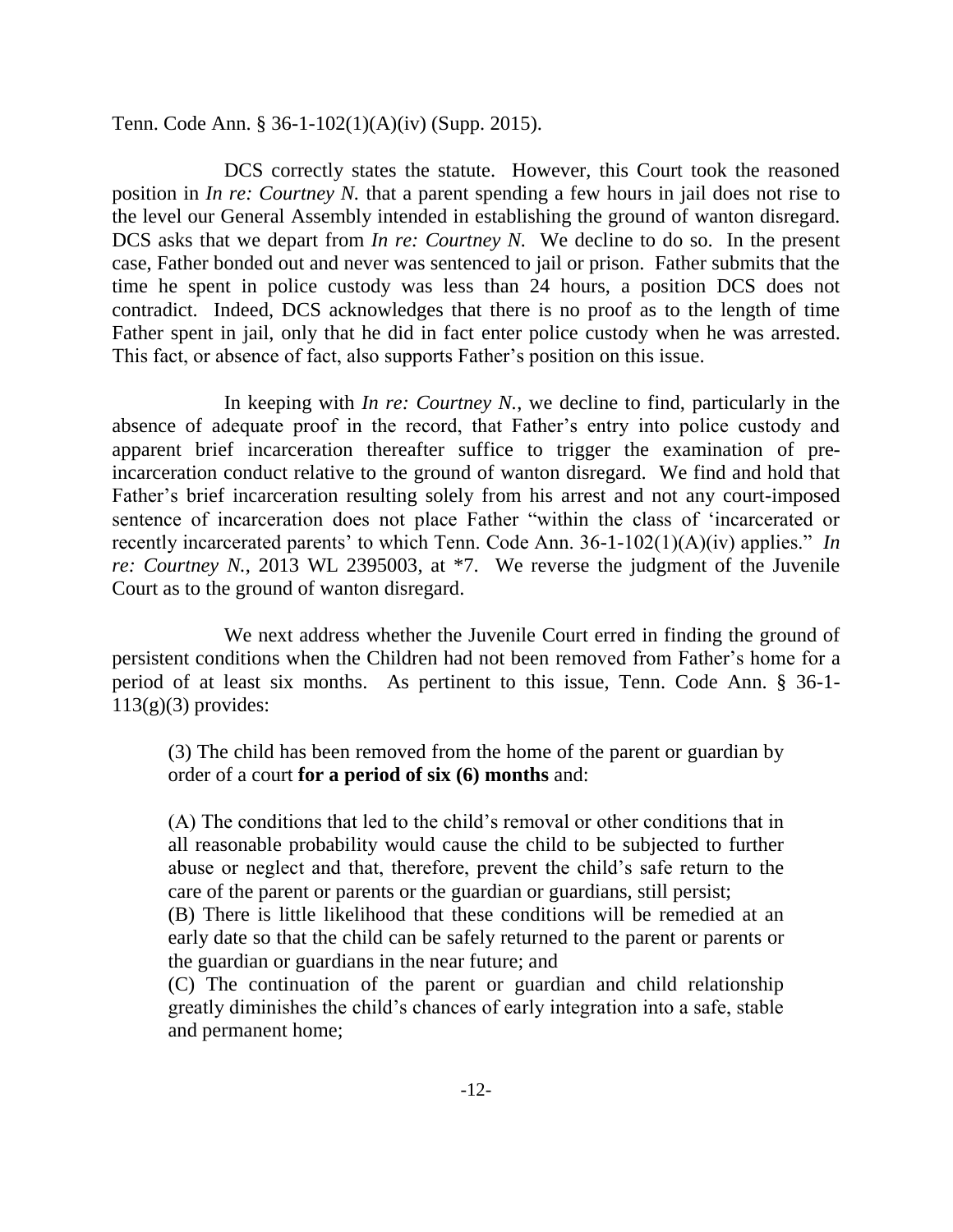Tenn. Code Ann. § 36-1-102(1)(A)(iv) (Supp. 2015).

DCS correctly states the statute. However, this Court took the reasoned position in *In re: Courtney N.* that a parent spending a few hours in jail does not rise to the level our General Assembly intended in establishing the ground of wanton disregard. DCS asks that we depart from *In re: Courtney N.* We decline to do so. In the present case, Father bonded out and never was sentenced to jail or prison. Father submits that the time he spent in police custody was less than 24 hours, a position DCS does not contradict. Indeed, DCS acknowledges that there is no proof as to the length of time Father spent in jail, only that he did in fact enter police custody when he was arrested. This fact, or absence of fact, also supports Father's position on this issue.

In keeping with *In re: Courtney N.*, we decline to find, particularly in the absence of adequate proof in the record, that Father's entry into police custody and apparent brief incarceration thereafter suffice to trigger the examination of pre-incarceration conduct relative to the ground of wanton disregard. We find and hold that Father's brief incarceration resulting solely from his arrest and not any court-imposed sentence of incarceration does not place Father "within the class of 'incarcerated or recently incarcerated parents' to which Tenn. Code Ann. 36-1-102(1)(A)(iv) applies." *In re: Courtney N.*, 2013 WL 2395003, at *7. We reverse the judgment of the Juvenile Court as to the ground of wanton disregard.

We next address whether the Juvenile Court erred in finding the ground of persistent conditions when the Children had not been removed from Father's home for a period of at least six months. As pertinent to this issue, Tenn. Code Ann. § 36-1-113(g)(3) provides:

> (3) The child has been removed from the home of the parent or guardian by order of a court **for a period of six (6) months** and:
>
> (A) The conditions that led to the child's removal or other conditions that in all reasonable probability would cause the child to be subjected to further abuse or neglect and that, therefore, prevent the child's safe return to the care of the parent or parents or the guardian or guardians, still persist;
> (B) There is little likelihood that these conditions will be remedied at an early date so that the child can be safely returned to the parent or parents or the guardian or guardians in the near future; and
> (C) The continuation of the parent or guardian and child relationship greatly diminishes the child's chances of early integration into a safe, stable and permanent home;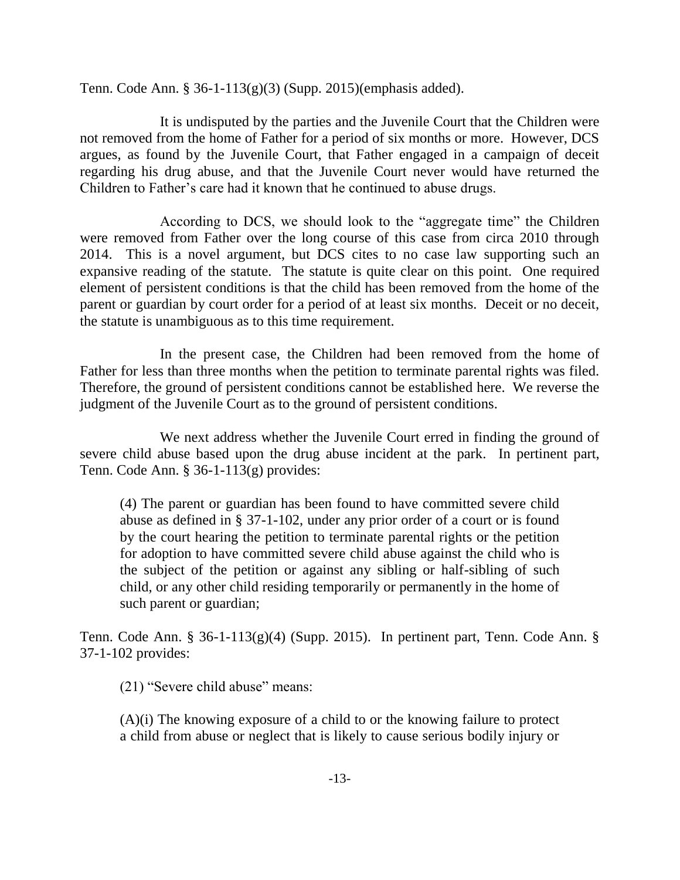Tenn. Code Ann. § 36-1-113(g)(3) (Supp. 2015)(emphasis added).

It is undisputed by the parties and the Juvenile Court that the Children were not removed from the home of Father for a period of six months or more. However, DCS argues, as found by the Juvenile Court, that Father engaged in a campaign of deceit regarding his drug abuse, and that the Juvenile Court never would have returned the Children to Father's care had it known that he continued to abuse drugs.

According to DCS, we should look to the "aggregate time" the Children were removed from Father over the long course of this case from circa 2010 through 2014. This is a novel argument, but DCS cites to no case law supporting such an expansive reading of the statute. The statute is quite clear on this point. One required element of persistent conditions is that the child has been removed from the home of the parent or guardian by court order for a period of at least six months. Deceit or no deceit, the statute is unambiguous as to this time requirement.

In the present case, the Children had been removed from the home of Father for less than three months when the petition to terminate parental rights was filed. Therefore, the ground of persistent conditions cannot be established here. We reverse the judgment of the Juvenile Court as to the ground of persistent conditions.

We next address whether the Juvenile Court erred in finding the ground of severe child abuse based upon the drug abuse incident at the park. In pertinent part, Tenn. Code Ann. § 36-1-113(g) provides:

> (4) The parent or guardian has been found to have committed severe child abuse as defined in § 37-1-102, under any prior order of a court or is found by the court hearing the petition to terminate parental rights or the petition for adoption to have committed severe child abuse against the child who is the subject of the petition or against any sibling or half-sibling of such child, or any other child residing temporarily or permanently in the home of such parent or guardian;

Tenn. Code Ann. § 36-1-113(g)(4) (Supp. 2015). In pertinent part, Tenn. Code Ann. § 37-1-102 provides:

> (21) "Severe child abuse" means:
>
> (A)(i) The knowing exposure of a child to or the knowing failure to protect a child from abuse or neglect that is likely to cause serious bodily injury or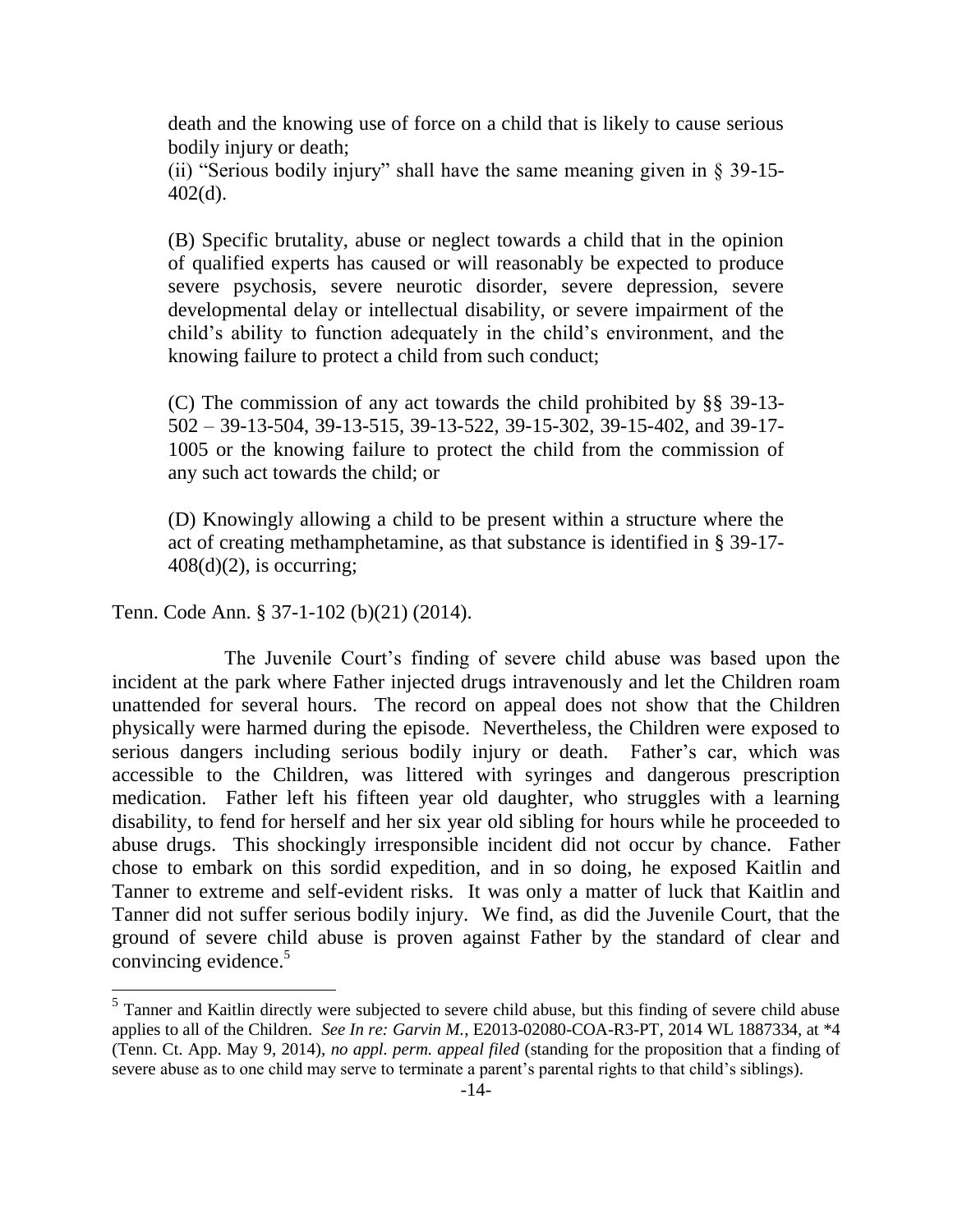death and the knowing use of force on a child that is likely to cause serious bodily injury or death;

(ii) "Serious bodily injury" shall have the same meaning given in § 39-15-402(d).

(B) Specific brutality, abuse or neglect towards a child that in the opinion of qualified experts has caused or will reasonably be expected to produce severe psychosis, severe neurotic disorder, severe depression, severe developmental delay or intellectual disability, or severe impairment of the child's ability to function adequately in the child's environment, and the knowing failure to protect a child from such conduct;

(C) The commission of any act towards the child prohibited by §§ 39-13-502 – 39-13-504, 39-13-515, 39-13-522, 39-15-302, 39-15-402, and 39-17-1005 or the knowing failure to protect the child from the commission of any such act towards the child; or

(D) Knowingly allowing a child to be present within a structure where the act of creating methamphetamine, as that substance is identified in § 39-17-408(d)(2), is occurring;

Tenn. Code Ann. § 37-1-102 (b)(21) (2014).

The Juvenile Court's finding of severe child abuse was based upon the incident at the park where Father injected drugs intravenously and let the Children roam unattended for several hours. The record on appeal does not show that the Children physically were harmed during the episode. Nevertheless, the Children were exposed to serious dangers including serious bodily injury or death. Father's car, which was accessible to the Children, was littered with syringes and dangerous prescription medication. Father left his fifteen year old daughter, who struggles with a learning disability, to fend for herself and her six year old sibling for hours while he proceeded to abuse drugs. This shockingly irresponsible incident did not occur by chance. Father chose to embark on this sordid expedition, and in so doing, he exposed Kaitlin and Tanner to extreme and self-evident risks. It was only a matter of luck that Kaitlin and Tanner did not suffer serious bodily injury. We find, as did the Juvenile Court, that the ground of severe child abuse is proven against Father by the standard of clear and convincing evidence.[5]

---

[5] Tanner and Kaitlin directly were subjected to severe child abuse, but this finding of severe child abuse applies to all of the Children. *See In re: Garvin M.*, E2013-02080-COA-R3-PT, 2014 WL 1887334, at *4 (Tenn. Ct. App. May 9, 2014), *no appl. perm. appeal filed* (standing for the proposition that a finding of severe abuse as to one child may serve to terminate a parent's parental rights to that child's siblings).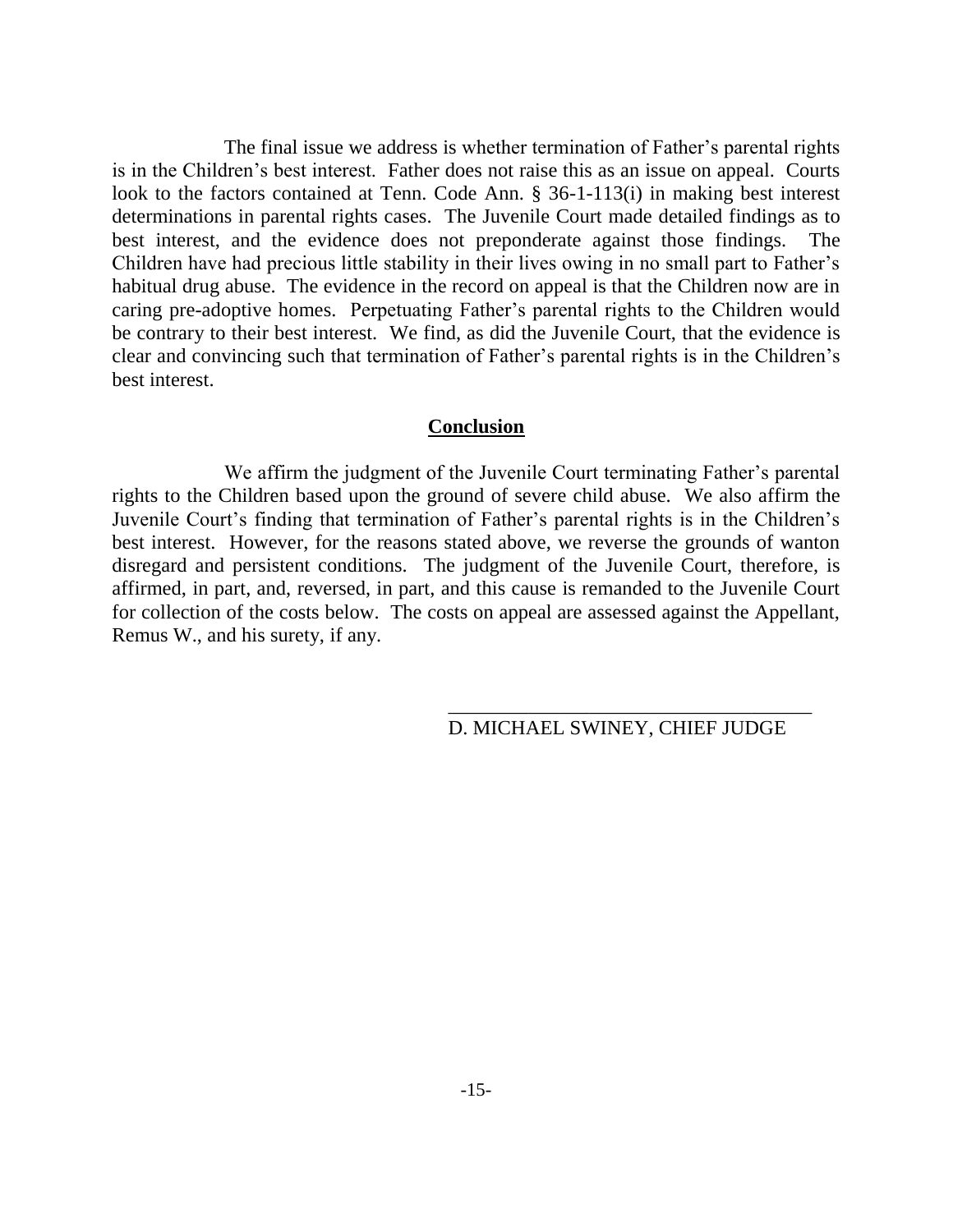The final issue we address is whether termination of Father's parental rights is in the Children's best interest. Father does not raise this as an issue on appeal. Courts look to the factors contained at Tenn. Code Ann. § 36-1-113(i) in making best interest determinations in parental rights cases. The Juvenile Court made detailed findings as to best interest, and the evidence does not preponderate against those findings. The Children have had precious little stability in their lives owing in no small part to Father's habitual drug abuse. The evidence in the record on appeal is that the Children now are in caring pre-adoptive homes. Perpetuating Father's parental rights to the Children would be contrary to their best interest. We find, as did the Juvenile Court, that the evidence is clear and convincing such that termination of Father's parental rights is in the Children's best interest.

## Conclusion

We affirm the judgment of the Juvenile Court terminating Father's parental rights to the Children based upon the ground of severe child abuse. We also affirm the Juvenile Court's finding that termination of Father's parental rights is in the Children's best interest. However, for the reasons stated above, we reverse the grounds of wanton disregard and persistent conditions. The judgment of the Juvenile Court, therefore, is affirmed, in part, and, reversed, in part, and this cause is remanded to the Juvenile Court for collection of the costs below. The costs on appeal are assessed against the Appellant, Remus W., and his surety, if any.

_____________________________________
D. MICHAEL SWINEY, CHIEF JUDGE